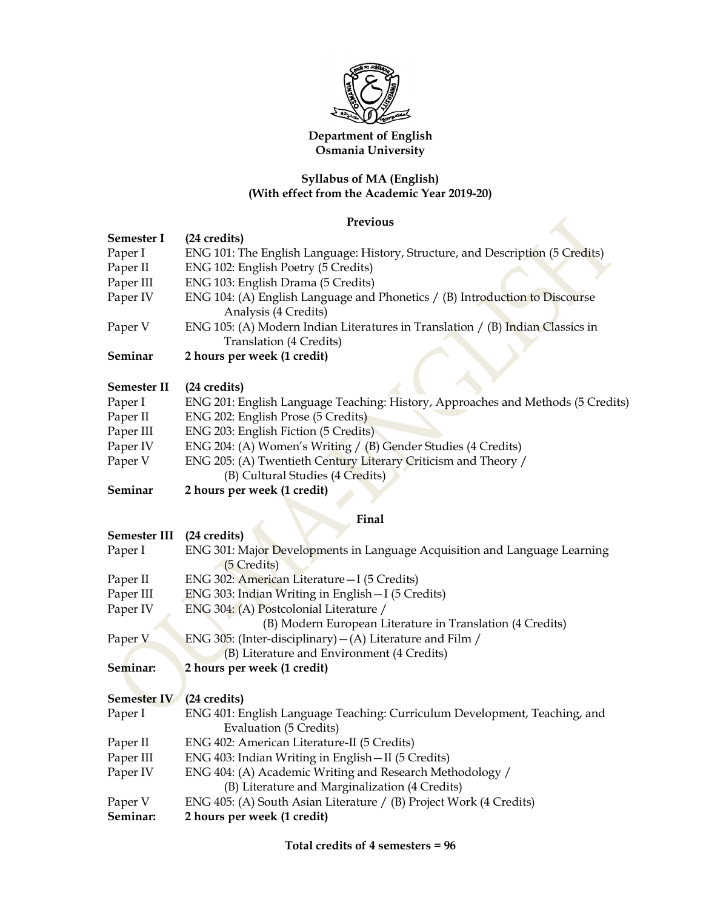**Department of English**
**Osmania University**

**Syllabus of MA (English)**
**(With effect from the Academic Year 2019-20)**

**Previous**

**Semester I** **(24 credits)**

Paper I ENG 101: The English Language: History, Structure, and Description (5 Credits)
Paper II ENG 102: English Poetry (5 Credits)
Paper III ENG 103: English Drama (5 Credits)
Paper IV ENG 104: (A) English Language and Phonetics / (B) Introduction to Discourse Analysis (4 Credits)
Paper V ENG 105: (A) Modern Indian Literatures in Translation / (B) Indian Classics in Translation (4 Credits)
**Seminar** **2 hours per week (1 credit)**

**Semester II** **(24 credits)**

Paper I ENG 201: English Language Teaching: History, Approaches and Methods (5 Credits)
Paper II ENG 202: English Prose (5 Credits)
Paper III ENG 203: English Fiction (5 Credits)
Paper IV ENG 204: (A) Women's Writing / (B) Gender Studies (4 Credits)
Paper V ENG 205: (A) Twentieth Century Literary Criticism and Theory / (B) Cultural Studies (4 Credits)
**Seminar** **2 hours per week (1 credit)**

**Final**

**Semester III** **(24 credits)**

Paper I ENG 301: Major Developments in Language Acquisition and Language Learning (5 Credits)
Paper II ENG 302: American Literature—I (5 Credits)
Paper III ENG 303: Indian Writing in English—I (5 Credits)
Paper IV ENG 304: (A) Postcolonial Literature / (B) Modern European Literature in Translation (4 Credits)
Paper V ENG 305: (Inter-disciplinary)—(A) Literature and Film / (B) Literature and Environment (4 Credits)
**Seminar:** **2 hours per week (1 credit)**

**Semester IV** **(24 credits)**

Paper I ENG 401: English Language Teaching: Curriculum Development, Teaching, and Evaluation (5 Credits)
Paper II ENG 402: American Literature-II (5 Credits)
Paper III ENG 403: Indian Writing in English—II (5 Credits)
Paper IV ENG 404: (A) Academic Writing and Research Methodology / (B) Literature and Marginalization (4 Credits)
Paper V ENG 405: (A) South Asian Literature / (B) Project Work (4 Credits)
**Seminar:** **2 hours per week (1 credit)**

**Total credits of 4 semesters = 96**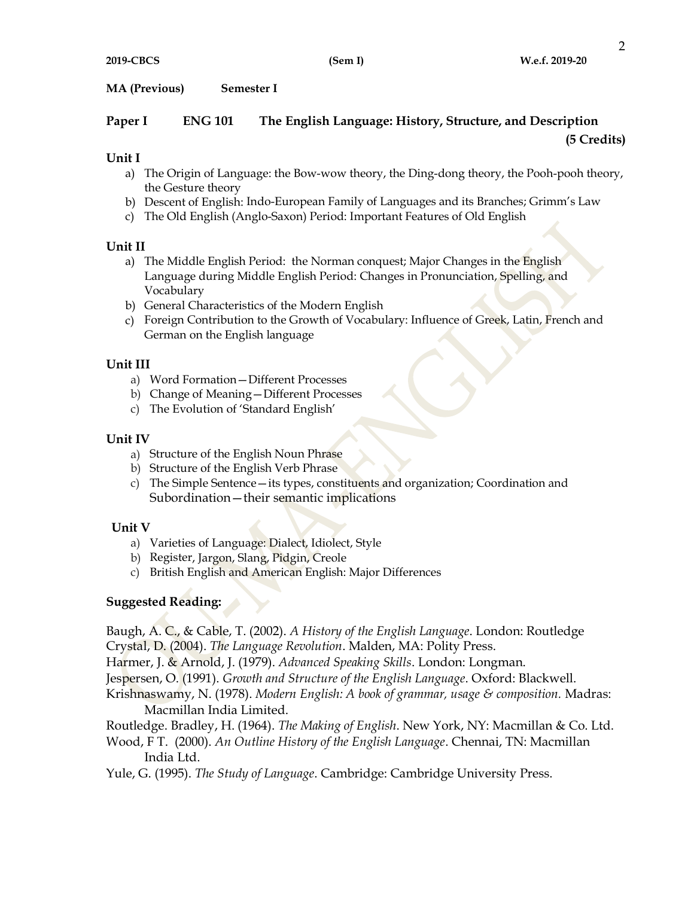**MA (Previous)** **Semester I**

## Paper I ENG 101 The English Language: History, Structure, and Description (5 Credits)

### Unit I

a) The Origin of Language: the Bow-wow theory, the Ding-dong theory, the Pooh-pooh theory, the Gesture theory
b) Descent of English: Indo-European Family of Languages and its Branches; Grimm's Law
c) The Old English (Anglo-Saxon) Period: Important Features of Old English

### Unit II

a) The Middle English Period: the Norman conquest; Major Changes in the English Language during Middle English Period: Changes in Pronunciation, Spelling, and Vocabulary
b) General Characteristics of the Modern English
c) Foreign Contribution to the Growth of Vocabulary: Influence of Greek, Latin, French and German on the English language

### Unit III

a) Word Formation—Different Processes
b) Change of Meaning—Different Processes
c) The Evolution of 'Standard English'

### Unit IV

a) Structure of the English Noun Phrase
b) Structure of the English Verb Phrase
c) The Simple Sentence—its types, constituents and organization; Coordination and Subordination—their semantic implications

### Unit V

a) Varieties of Language: Dialect, Idiolect, Style
b) Register, Jargon, Slang, Pidgin, Creole
c) British English and American English: Major Differences

### Suggested Reading:

Baugh, A. C., & Cable, T. (2002). *A History of the English Language*. London: Routledge

Crystal, D. (2004). *The Language Revolution*. Malden, MA: Polity Press.

Harmer, J. & Arnold, J. (1979). *Advanced Speaking Skills*. London: Longman.

Jespersen, O. (1991). *Growth and Structure of the English Language*. Oxford: Blackwell.

Krishnaswamy, N. (1978). *Modern English: A book of grammar, usage & composition.* Madras: Macmillan India Limited.

Routledge. Bradley, H. (1964). *The Making of English*. New York, NY: Macmillan & Co. Ltd.

Wood, F T. (2000). *An Outline History of the English Language*. Chennai, TN: Macmillan India Ltd.

Yule, G. (1995). *The Study of Language*. Cambridge: Cambridge University Press.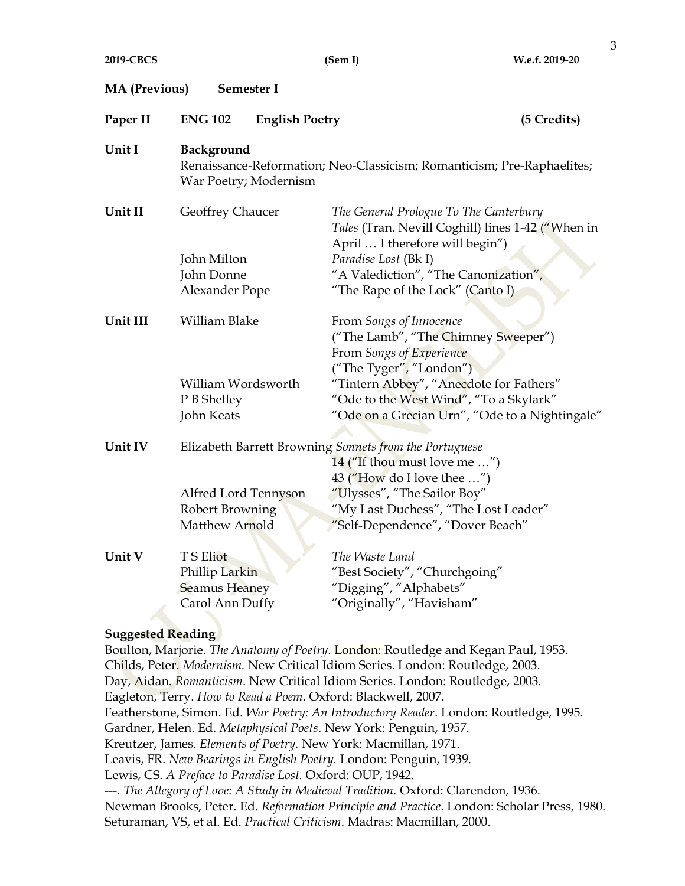**2019-CBCS** **(Sem I)** **W.e.f. 2019-20**

**MA (Previous) Semester I**

**Paper II ENG 102 English Poetry (5 Credits)**

**Unit I** **Background**

Renaissance-Reformation; Neo-Classicism; Romanticism; Pre-Raphaelites; War Poetry; Modernism

| | | |
|---|---|---|
| **Unit II** | Geoffrey Chaucer | *The General Prologue To The Canterbury Tales* (Tran. Nevill Coghill) lines 1-42 ("When in April … I therefore will begin") |
| | John Milton | *Paradise Lost* (Bk I) |
| | John Donne | "A Valediction", "The Canonization", |
| | Alexander Pope | "The Rape of the Lock" (Canto I) |
| **Unit III** | William Blake | From *Songs of Innocence* ("The Lamb", "The Chimney Sweeper") From *Songs of Experience* ("The Tyger", "London") |
| | William Wordsworth | "Tintern Abbey", "Anecdote for Fathers" |
| | P B Shelley | "Ode to the West Wind", "To a Skylark" |
| | John Keats | "Ode on a Grecian Urn", "Ode to a Nightingale" |
| **Unit IV** | Elizabeth Barrett Browning | *Sonnets from the Portuguese* 14 ("If thou must love me …") 43 ("How do I love thee …") |
| | Alfred Lord Tennyson | "Ulysses", "The Sailor Boy" |
| | Robert Browning | "My Last Duchess", "The Lost Leader" |
| | Matthew Arnold | "Self-Dependence", "Dover Beach" |
| **Unit V** | T S Eliot | *The Waste Land* |
| | Phillip Larkin | "Best Society", "Churchgoing" |
| | Seamus Heaney | "Digging", "Alphabets" |
| | Carol Ann Duffy | "Originally", "Havisham" |

**Suggested Reading**

Boulton, Marjorie. *The Anatomy of Poetry*. London: Routledge and Kegan Paul, 1953.
Childs, Peter. *Modernism.* New Critical Idiom Series. London: Routledge, 2003.
Day, Aidan. *Romanticism*. New Critical Idiom Series. London: Routledge, 2003.
Eagleton, Terry. *How to Read a Poem*. Oxford: Blackwell, 2007.
Featherstone, Simon. Ed. *War Poetry: An Introductory Reader*. London: Routledge, 1995.
Gardner, Helen. Ed. *Metaphysical Poets*. New York: Penguin, 1957.
Kreutzer, James. *Elements of Poetry.* New York: Macmillan, 1971.
Leavis, FR. *New Bearings in English Poetry.* London: Penguin, 1939.
Lewis, CS. *A Preface to Paradise Lost.* Oxford: OUP, 1942.
---. *The Allegory of Love: A Study in Medieval Tradition.* Oxford: Clarendon, 1936.
Newman Brooks, Peter. Ed. *Reformation Principle and Practice*. London: Scholar Press, 1980.
Seturaman, VS, et al. Ed. *Practical Criticism*. Madras: Macmillan, 2000.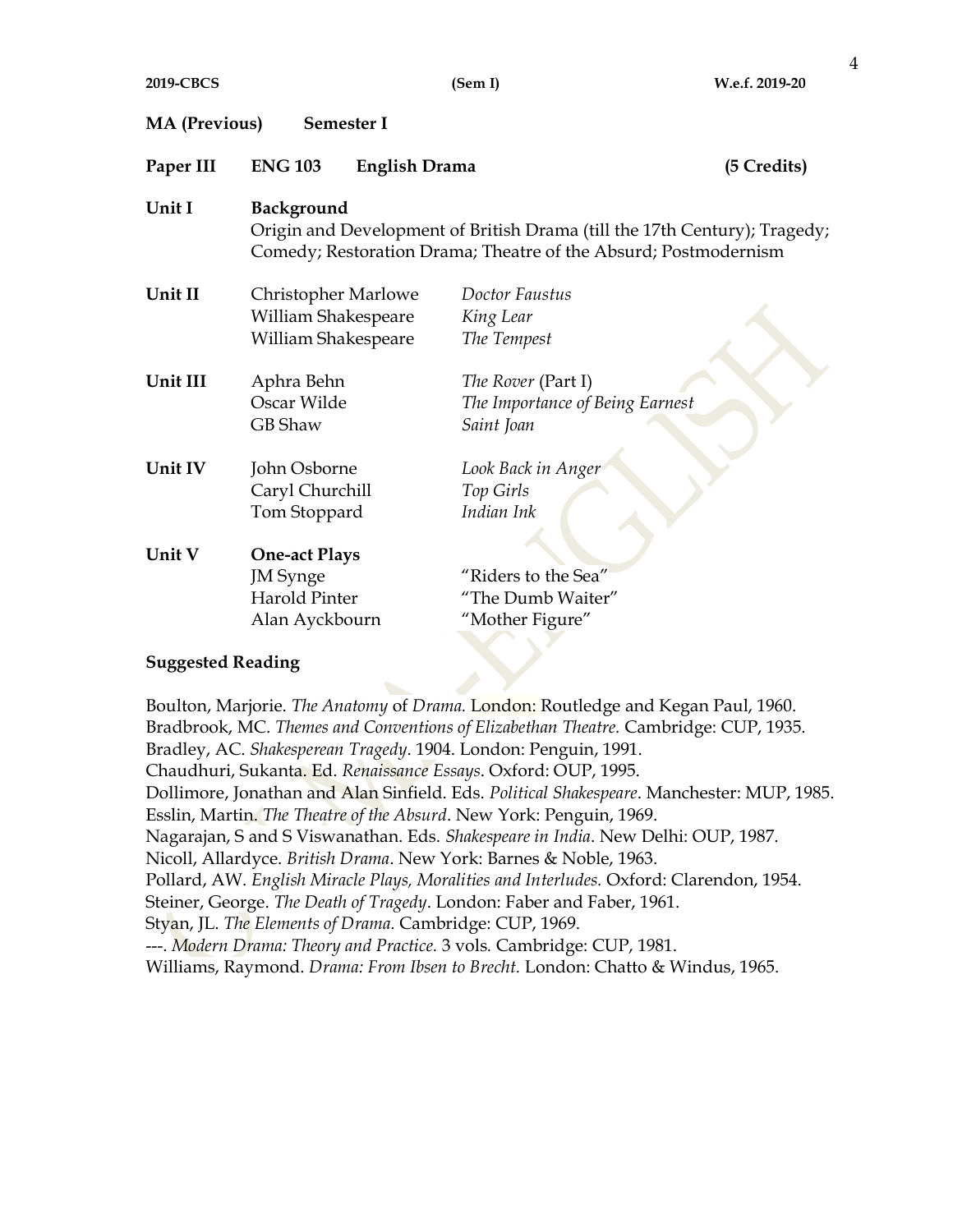**2019-CBCS** **(Sem I)** **W.e.f. 2019-20**

**MA (Previous)** **Semester I**

**Paper III** **ENG 103** **English Drama** **(5 Credits)**

**Unit I** **Background**
Origin and Development of British Drama (till the 17th Century); Tragedy; Comedy; Restoration Drama; Theatre of the Absurd; Postmodernism

**Unit II**
Christopher Marlowe — *Doctor Faustus*
William Shakespeare — *King Lear*
William Shakespeare — *The Tempest*

**Unit III**
Aphra Behn — *The Rover* (Part I)
Oscar Wilde — *The Importance of Being Earnest*
GB Shaw — *Saint Joan*

**Unit IV**
John Osborne — *Look Back in Anger*
Caryl Churchill — *Top Girls*
Tom Stoppard — *Indian Ink*

**Unit V** **One-act Plays**
JM Synge — "Riders to the Sea"
Harold Pinter — "The Dumb Waiter"
Alan Ayckbourn — "Mother Figure"

**Suggested Reading**

Boulton, Marjorie. *The Anatomy* of *Drama.* London: Routledge and Kegan Paul, 1960.
Bradbrook, MC. *Themes and Conventions of Elizabethan Theatre.* Cambridge: CUP, 1935.
Bradley, AC. *Shakesperean Tragedy*. 1904. London: Penguin, 1991.
Chaudhuri, Sukanta. Ed. *Renaissance Essays*. Oxford: OUP, 1995.
Dollimore, Jonathan and Alan Sinfield. Eds. *Political Shakespeare*. Manchester: MUP, 1985.
Esslin, Martin. *The Theatre of the Absurd*. New York: Penguin, 1969.
Nagarajan, S and S Viswanathan. Eds. *Shakespeare in India*. New Delhi: OUP, 1987.
Nicoll, Allardyce. *British Drama*. New York: Barnes & Noble, 1963.
Pollard, AW. *English Miracle Plays, Moralities and Interludes.* Oxford: Clarendon, 1954.
Steiner, George. *The Death of Tragedy*. London: Faber and Faber, 1961.
Styan, JL. *The Elements of Drama*. Cambridge: CUP, 1969.
---. *Modern Drama: Theory and Practice.* 3 vols. Cambridge: CUP, 1981.
Williams, Raymond. *Drama: From Ibsen to Brecht.* London: Chatto & Windus, 1965.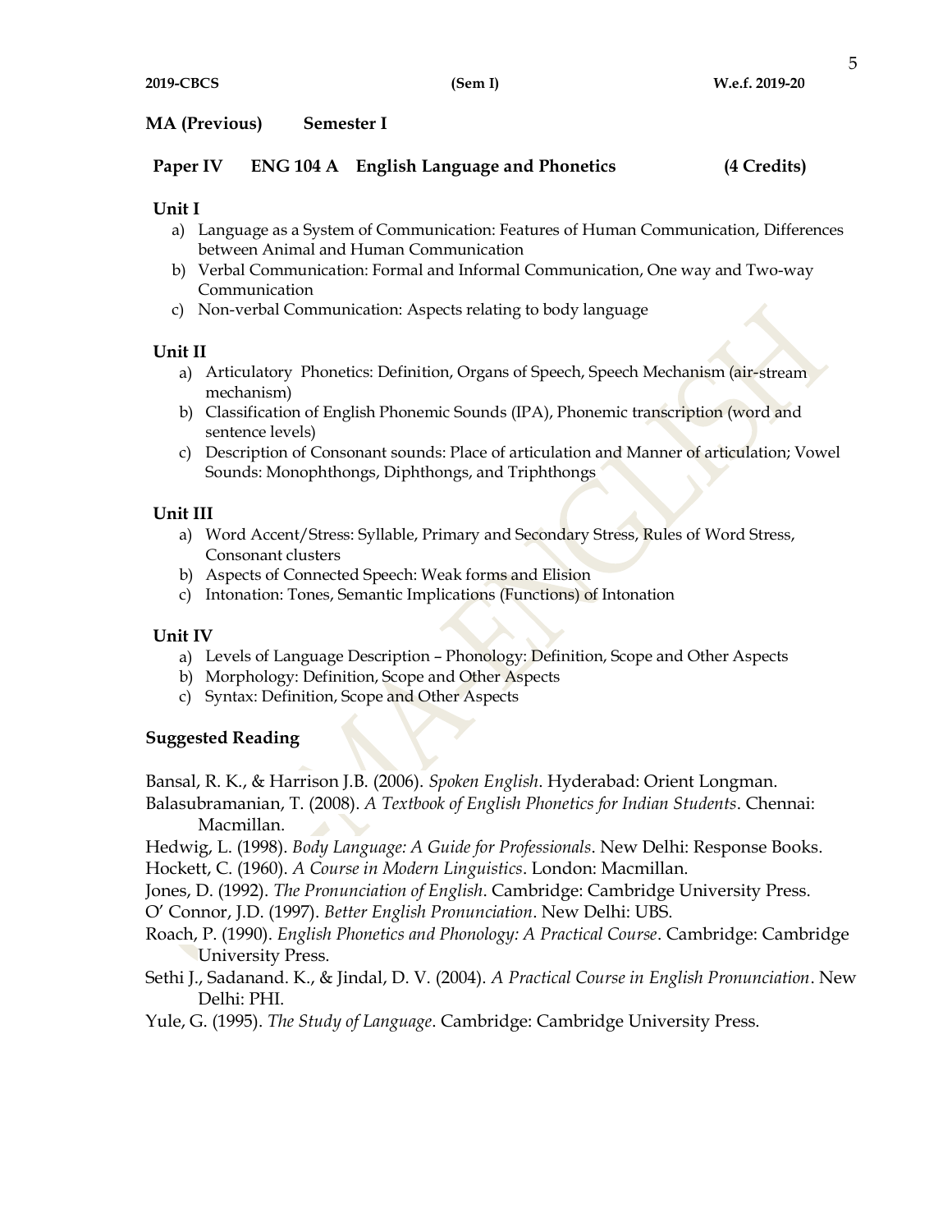**MA (Previous) Semester I**

## Paper IV ENG 104 A English Language and Phonetics (4 Credits)

### Unit I

a) Language as a System of Communication: Features of Human Communication, Differences between Animal and Human Communication
b) Verbal Communication: Formal and Informal Communication, One way and Two-way Communication
c) Non-verbal Communication: Aspects relating to body language

### Unit II

a) Articulatory Phonetics: Definition, Organs of Speech, Speech Mechanism (air-stream mechanism)
b) Classification of English Phonemic Sounds (IPA), Phonemic transcription (word and sentence levels)
c) Description of Consonant sounds: Place of articulation and Manner of articulation; Vowel Sounds: Monophthongs, Diphthongs, and Triphthongs

### Unit III

a) Word Accent/Stress: Syllable, Primary and Secondary Stress, Rules of Word Stress, Consonant clusters
b) Aspects of Connected Speech: Weak forms and Elision
c) Intonation: Tones, Semantic Implications (Functions) of Intonation

### Unit IV

a) Levels of Language Description – Phonology: Definition, Scope and Other Aspects
b) Morphology: Definition, Scope and Other Aspects
c) Syntax: Definition, Scope and Other Aspects

### Suggested Reading

Bansal, R. K., & Harrison J.B. (2006). *Spoken English*. Hyderabad: Orient Longman.

Balasubramanian, T. (2008). *A Textbook of English Phonetics for Indian Students*. Chennai: Macmillan.

Hedwig, L. (1998). *Body Language: A Guide for Professionals*. New Delhi: Response Books.

Hockett, C. (1960). *A Course in Modern Linguistics*. London: Macmillan.

Jones, D. (1992). *The Pronunciation of English*. Cambridge: Cambridge University Press.

O' Connor, J.D. (1997). *Better English Pronunciation*. New Delhi: UBS.

Roach, P. (1990). *English Phonetics and Phonology: A Practical Course*. Cambridge: Cambridge University Press.

Sethi J., Sadanand. K., & Jindal, D. V. (2004). *A Practical Course in English Pronunciation*. New Delhi: PHI.

Yule, G. (1995). *The Study of Language*. Cambridge: Cambridge University Press.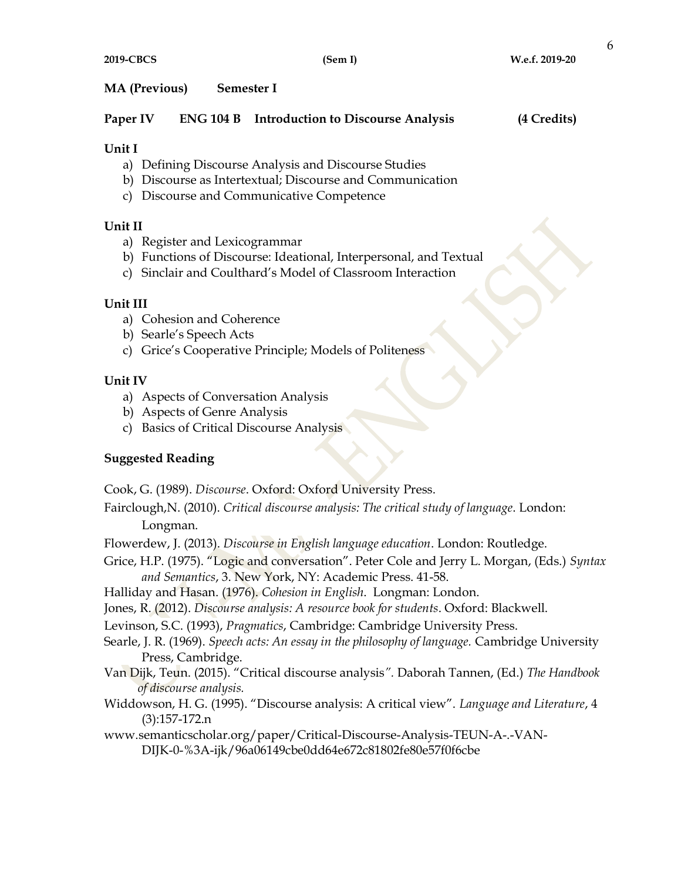**MA (Previous) Semester I**

**Paper IV ENG 104 B Introduction to Discourse Analysis (4 Credits)**

**Unit I**

a) Defining Discourse Analysis and Discourse Studies
b) Discourse as Intertextual; Discourse and Communication
c) Discourse and Communicative Competence

**Unit II**

a) Register and Lexicogrammar
b) Functions of Discourse: Ideational, Interpersonal, and Textual
c) Sinclair and Coulthard's Model of Classroom Interaction

**Unit III**

a) Cohesion and Coherence
b) Searle's Speech Acts
c) Grice's Cooperative Principle; Models of Politeness

**Unit IV**

a) Aspects of Conversation Analysis
b) Aspects of Genre Analysis
c) Basics of Critical Discourse Analysis

**Suggested Reading**

Cook, G. (1989). *Discourse*. Oxford: Oxford University Press.

Fairclough,N. (2010). *Critical discourse analysis: The critical study of language*. London: Longman.

Flowerdew, J. (2013). *Discourse in English language education*. London: Routledge.

Grice, H.P. (1975). "Logic and conversation". Peter Cole and Jerry L. Morgan, (Eds.) *Syntax and Semantics*, 3. New York, NY: Academic Press. 41-58.

Halliday and Hasan. (1976). *Cohesion in English*. Longman: London.

Jones, R. (2012). *Discourse analysis: A resource book for students*. Oxford: Blackwell.

Levinson, S.C. (1993), *Pragmatics*, Cambridge: Cambridge University Press.

Searle, J. R. (1969). *Speech acts: An essay in the philosophy of language.* Cambridge University Press, Cambridge.

Van Dijk, Teun. (2015). "Critical discourse analysis*".* Daborah Tannen, (Ed.) *The Handbook of discourse analysis.*

Widdowson, H. G. (1995). "Discourse analysis: A critical view". *Language and Literature*, 4 (3):157-172.n

www.semanticscholar.org/paper/Critical-Discourse-Analysis-TEUN-A-.-VAN-DIJK-0-%3A-ijk/96a06149cbe0dd64e672c81802fe80e57f0f6cbe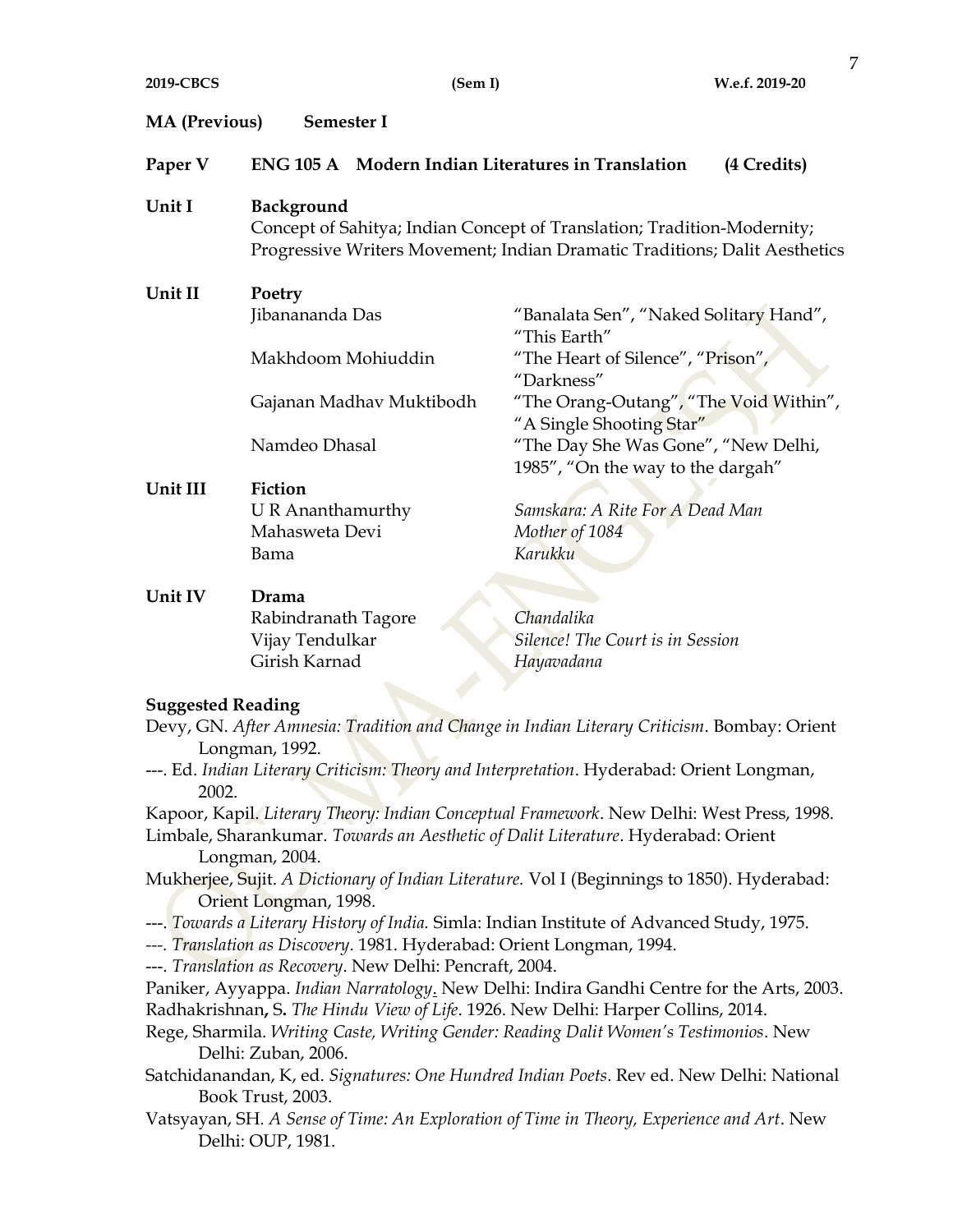**MA (Previous)** **Semester I**

## Paper V ENG 105 A Modern Indian Literatures in Translation (4 Credits)

**Unit I** **Background**

Concept of Sahitya; Indian Concept of Translation; Tradition-Modernity; Progressive Writers Movement; Indian Dramatic Traditions; Dalit Aesthetics

**Unit II** **Poetry**

| | |
|---|---|
| Jibanananda Das | "Banalata Sen", "Naked Solitary Hand", "This Earth" |
| Makhdoom Mohiuddin | "The Heart of Silence", "Prison", "Darkness" |
| Gajanan Madhav Muktibodh | "The Orang-Outang", "The Void Within", "A Single Shooting Star" |
| Namdeo Dhasal | "The Day She Was Gone", "New Delhi, 1985", "On the way to the dargah" |

**Unit III** **Fiction**

| | |
|---|---|
| U R Ananthamurthy | *Samskara: A Rite For A Dead Man* |
| Mahasweta Devi | *Mother of 1084* |
| Bama | *Karukku* |

**Unit IV** **Drama**

| | |
|---|---|
| Rabindranath Tagore | *Chandalika* |
| Vijay Tendulkar | *Silence! The Court is in Session* |
| Girish Karnad | *Hayavadana* |

**Suggested Reading**

Devy, GN. *After Amnesia: Tradition and Change in Indian Literary Criticism*. Bombay: Orient Longman, 1992.

---. Ed. *Indian Literary Criticism: Theory and Interpretation*. Hyderabad: Orient Longman, 2002.

Kapoor, Kapil. *Literary Theory: Indian Conceptual Framework*. New Delhi: West Press, 1998.

Limbale, Sharankumar. *Towards an Aesthetic of Dalit Literature*. Hyderabad: Orient Longman, 2004.

Mukherjee, Sujit. *A Dictionary of Indian Literature.* Vol I (Beginnings to 1850). Hyderabad: Orient Longman, 1998.

---. *Towards a Literary History of India.* Simla: Indian Institute of Advanced Study, 1975.

---. *Translation as Discovery*. 1981. Hyderabad: Orient Longman, 1994.

---. *Translation as Recovery*. New Delhi: Pencraft, 2004.

Paniker, Ayyappa. *Indian Narratology*. New Delhi: Indira Gandhi Centre for the Arts, 2003.

Radhakrishnan, S. *The Hindu View of Life*. 1926. New Delhi: Harper Collins, 2014.

Rege, Sharmila. *Writing Caste, Writing Gender: Reading Dalit Women's Testimonios*. New Delhi: Zuban, 2006.

Satchidanandan, K, ed. *Signatures: One Hundred Indian Poets*. Rev ed. New Delhi: National Book Trust, 2003.

Vatsyayan, SH. *A Sense of Time: An Exploration of Time in Theory, Experience and Art*. New Delhi: OUP, 1981.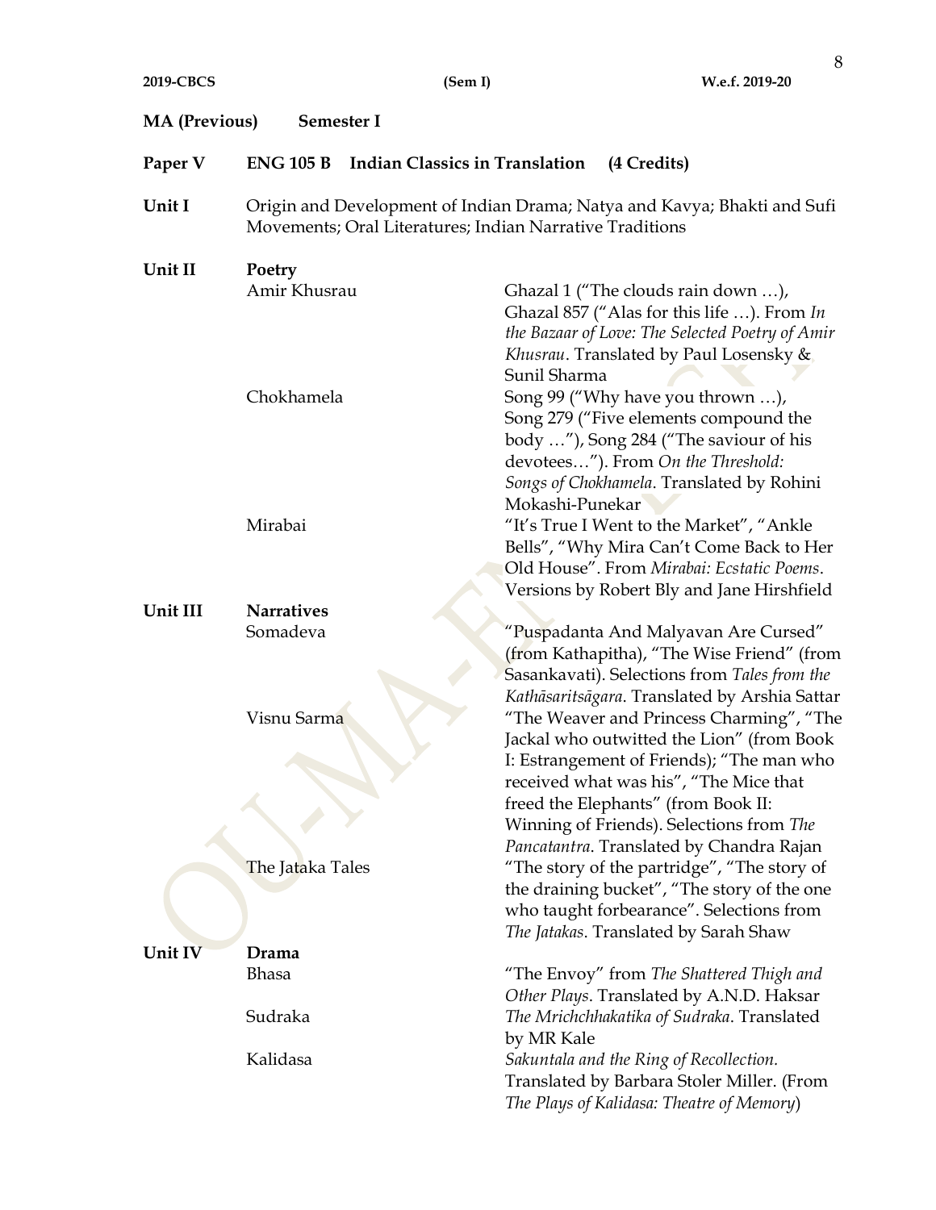**MA (Previous) Semester I**

**Paper V ENG 105 B Indian Classics in Translation (4 Credits)**

**Unit I** Origin and Development of Indian Drama; Natya and Kavya; Bhakti and Sufi Movements; Oral Literatures; Indian Narrative Traditions

**Unit II Poetry**

| | |
|---|---|
| Amir Khusrau | Ghazal 1 (“The clouds rain down …), Ghazal 857 (“Alas for this life …). From *In the Bazaar of Love: The Selected Poetry of Amir Khusrau*. Translated by Paul Losensky & Sunil Sharma |
| Chokhamela | Song 99 (“Why have you thrown …), Song 279 (“Five elements compound the body …”), Song 284 (“The saviour of his devotees…”). From *On the Threshold: Songs of Chokhamela*. Translated by Rohini Mokashi-Punekar |
| Mirabai | “It’s True I Went to the Market”, “Ankle Bells”, “Why Mira Can’t Come Back to Her Old House”. From *Mirabai: Ecstatic Poems*. Versions by Robert Bly and Jane Hirshfield |

**Unit III Narratives**

| | |
|---|---|
| Somadeva | “Puspadanta And Malyavan Are Cursed” (from Kathapitha), “The Wise Friend” (from Sasankavati). Selections from *Tales from the Kathāsaritsāgara*. Translated by Arshia Sattar |
| Visnu Sarma | “The Weaver and Princess Charming”, “The Jackal who outwitted the Lion” (from Book I: Estrangement of Friends); “The man who received what was his”, “The Mice that freed the Elephants” (from Book II: Winning of Friends). Selections from *The Pancatantra*. Translated by Chandra Rajan |
| The Jataka Tales | “The story of the partridge”, “The story of the draining bucket”, “The story of the one who taught forbearance”. Selections from *The Jatakas*. Translated by Sarah Shaw |

**Unit IV Drama**

| | |
|---|---|
| Bhasa | “The Envoy” from *The Shattered Thigh and Other Plays*. Translated by A.N.D. Haksar |
| Sudraka | *The Mrichchhakatika of Sudraka*. Translated by MR Kale |
| Kalidasa | *Sakuntala and the Ring of Recollection*. Translated by Barbara Stoler Miller. (From *The Plays of Kalidasa: Theatre of Memory*) |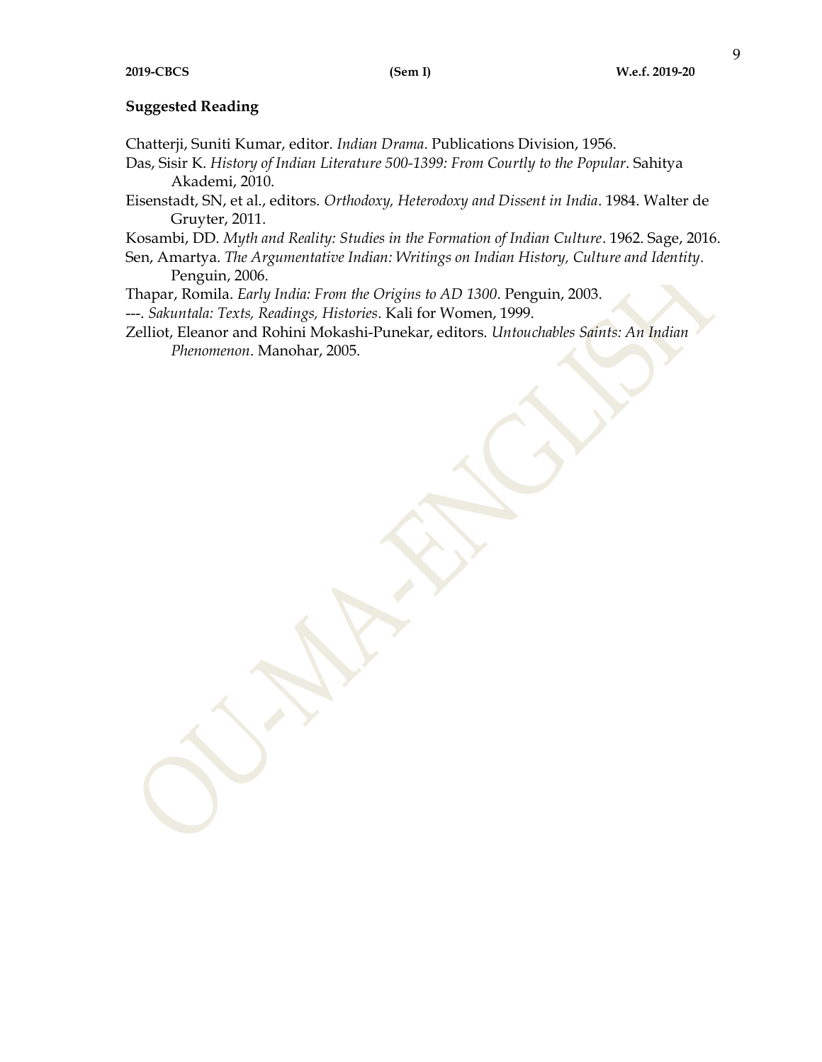## Suggested Reading

Chatterji, Suniti Kumar, editor. *Indian Drama*. Publications Division, 1956.

Das, Sisir K. *History of Indian Literature 500-1399: From Courtly to the Popular*. Sahitya Akademi, 2010.

Eisenstadt, SN, et al., editors. *Orthodoxy, Heterodoxy and Dissent in India*. 1984. Walter de Gruyter, 2011.

Kosambi, DD. *Myth and Reality: Studies in the Formation of Indian Culture*. 1962. Sage, 2016.

Sen, Amartya. *The Argumentative Indian: Writings on Indian History, Culture and Identity*. Penguin, 2006.

Thapar, Romila. *Early India: From the Origins to AD 1300*. Penguin, 2003.

---. *Sakuntala: Texts, Readings, Histories*. Kali for Women, 1999.

Zelliot, Eleanor and Rohini Mokashi-Punekar, editors. *Untouchables Saints: An Indian Phenomenon*. Manohar, 2005.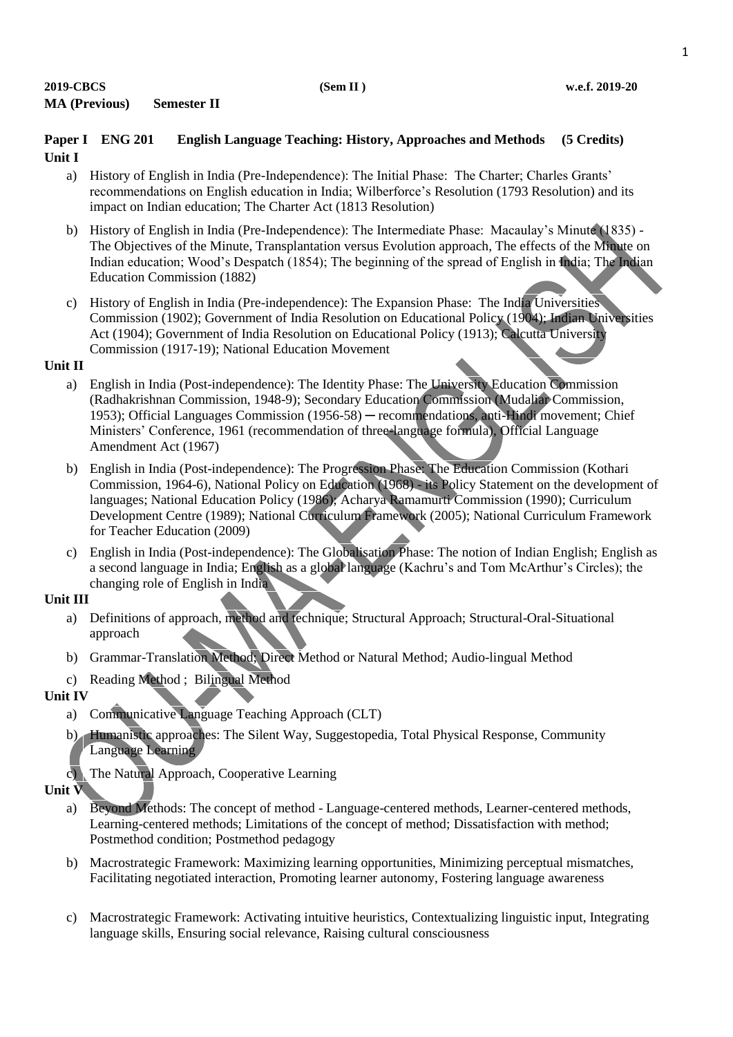**2019-CBCS** **(Sem II )** **w.e.f. 2019-20**

**MA (Previous) Semester II**

**Paper I ENG 201 English Language Teaching: History, Approaches and Methods (5 Credits)**

**Unit I**

a) History of English in India (Pre-Independence): The Initial Phase: The Charter; Charles Grants' recommendations on English education in India; Wilberforce's Resolution (1793 Resolution) and its impact on Indian education; The Charter Act (1813 Resolution)

b) History of English in India (Pre-Independence): The Intermediate Phase: Macaulay's Minute (1835) - The Objectives of the Minute, Transplantation versus Evolution approach, The effects of the Minute on Indian education; Wood's Despatch (1854); The beginning of the spread of English in India; The Indian Education Commission (1882)

c) History of English in India (Pre-independence): The Expansion Phase: The India Universities Commission (1902); Government of India Resolution on Educational Policy (1904); Indian Universities Act (1904); Government of India Resolution on Educational Policy (1913); Calcutta University Commission (1917-19); National Education Movement

**Unit II**

a) English in India (Post-independence): The Identity Phase: The University Education Commission (Radhakrishnan Commission, 1948-9); Secondary Education Commission (Mudaliar Commission, 1953); Official Languages Commission (1956-58) ─ recommendations, anti-Hindi movement; Chief Ministers' Conference, 1961 (recommendation of three-language formula), Official Language Amendment Act (1967)

b) English in India (Post-independence): The Progression Phase: The Education Commission (Kothari Commission, 1964-6), National Policy on Education (1968) - its Policy Statement on the development of languages; National Education Policy (1986); Acharya Ramamurti Commission (1990); Curriculum Development Centre (1989); National Curriculum Framework (2005); National Curriculum Framework for Teacher Education (2009)

c) English in India (Post-independence): The Globalisation Phase: The notion of Indian English; English as a second language in India; English as a global language (Kachru's and Tom McArthur's Circles); the changing role of English in India

**Unit III**

a) Definitions of approach, method and technique; Structural Approach; Structural-Oral-Situational approach

b) Grammar-Translation Method; Direct Method or Natural Method; Audio-lingual Method

c) Reading Method ; Bilingual Method

**Unit IV**

a) Communicative Language Teaching Approach (CLT)

b) Humanistic approaches: The Silent Way, Suggestopedia, Total Physical Response, Community Language Learning

c) The Natural Approach, Cooperative Learning

**Unit V**

a) Beyond Methods: The concept of method - Language-centered methods, Learner-centered methods, Learning-centered methods; Limitations of the concept of method; Dissatisfaction with method; Postmethod condition; Postmethod pedagogy

b) Macrostrategic Framework: Maximizing learning opportunities, Minimizing perceptual mismatches, Facilitating negotiated interaction, Promoting learner autonomy, Fostering language awareness

c) Macrostrategic Framework: Activating intuitive heuristics, Contextualizing linguistic input, Integrating language skills, Ensuring social relevance, Raising cultural consciousness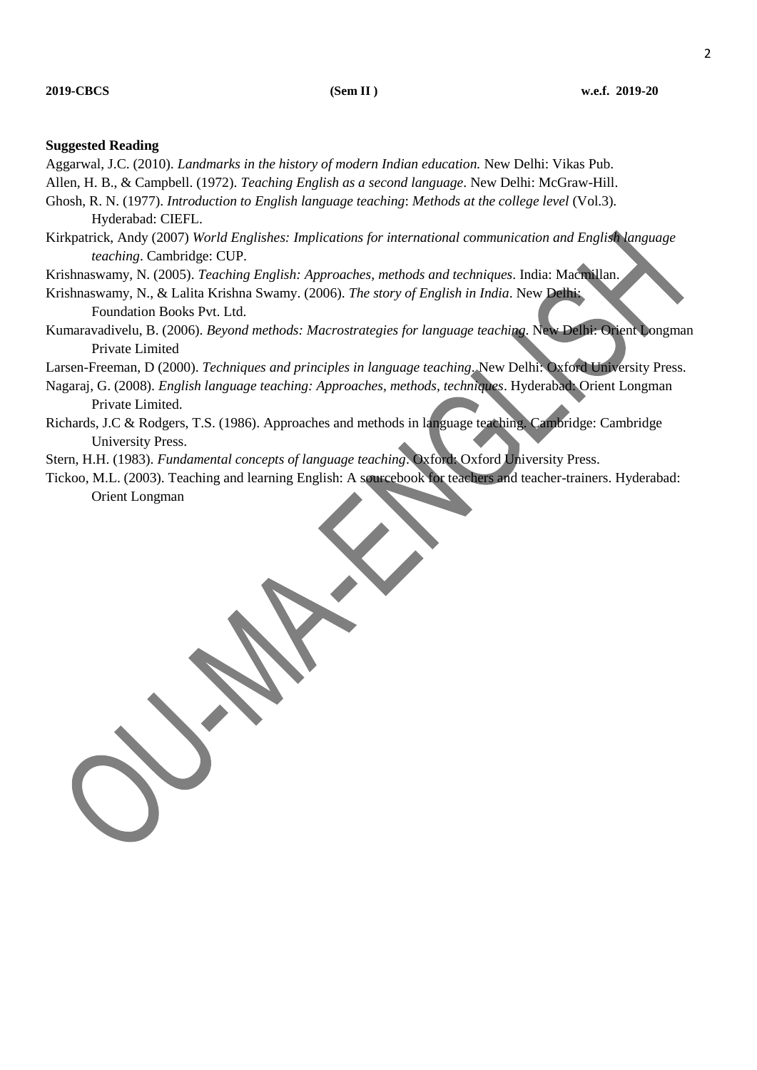**Suggested Reading**

Aggarwal, J.C. (2010). *Landmarks in the history of modern Indian education.* New Delhi: Vikas Pub.

Allen, H. B., & Campbell. (1972). *Teaching English as a second language*. New Delhi: McGraw-Hill.

Ghosh, R. N. (1977). *Introduction to English language teaching*: *Methods at the college level* (Vol.3). Hyderabad: CIEFL.

Kirkpatrick, Andy (2007) *World Englishes: Implications for international communication and English language teaching*. Cambridge: CUP.

Krishnaswamy, N. (2005). *Teaching English: Approaches, methods and techniques*. India: Macmillan.

Krishnaswamy, N., & Lalita Krishna Swamy. (2006). *The story of English in India*. New Delhi: Foundation Books Pvt. Ltd.

Kumaravadivelu, B. (2006). *Beyond methods: Macrostrategies for language teaching*. New Delhi: Orient Longman Private Limited

Larsen-Freeman, D (2000). *Techniques and principles in language teaching*. New Delhi: Oxford University Press.

Nagaraj, G. (2008). *English language teaching: Approaches, methods, techniques*. Hyderabad: Orient Longman Private Limited.

Richards, J.C & Rodgers, T.S. (1986). Approaches and methods in language teaching. Cambridge: Cambridge University Press.

Stern, H.H. (1983). *Fundamental concepts of language teaching*. Oxford: Oxford University Press.

Tickoo, M.L. (2003). Teaching and learning English: A sourcebook for teachers and teacher-trainers. Hyderabad: Orient Longman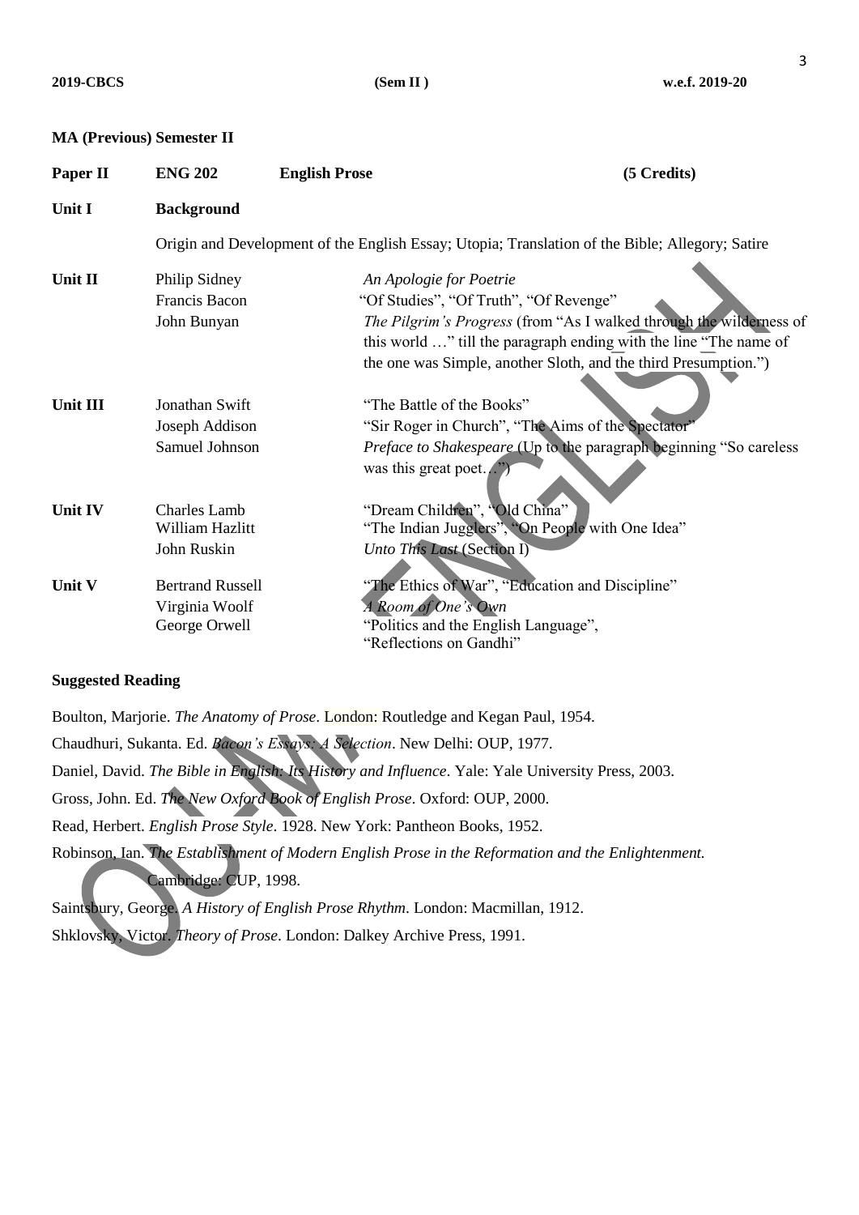**MA (Previous) Semester II**

**Paper II** **ENG 202** **English Prose** **(5 Credits)**

**Unit I** **Background**

Origin and Development of the English Essay; Utopia; Translation of the Bible; Allegory; Satire

| | | |
|---|---|---|
| **Unit II** | Philip Sidney | *An Apologie for Poetrie* |
| | Francis Bacon | "Of Studies", "Of Truth", "Of Revenge" |
| | John Bunyan | *The Pilgrim's Progress* (from "As I walked through the wilderness of this world …" till the paragraph ending with the line "The name of the one was Simple, another Sloth, and the third Presumption.") |
| **Unit III** | Jonathan Swift | "The Battle of the Books" |
| | Joseph Addison | "Sir Roger in Church", "The Aims of the Spectator" |
| | Samuel Johnson | *Preface to Shakespeare* (Up to the paragraph beginning "So careless was this great poet…") |
| **Unit IV** | Charles Lamb | "Dream Children", "Old China" |
| | William Hazlitt | "The Indian Jugglers", "On People with One Idea" |
| | John Ruskin | *Unto This Last* (Section I) |
| **Unit V** | Bertrand Russell | "The Ethics of War", "Education and Discipline" |
| | Virginia Woolf | *A Room of One's Own* |
| | George Orwell | "Politics and the English Language", "Reflections on Gandhi" |

**Suggested Reading**

Boulton, Marjorie. *The Anatomy of Prose*. London: Routledge and Kegan Paul, 1954.

Chaudhuri, Sukanta. Ed. *Bacon's Essays: A Selection*. New Delhi: OUP, 1977.

Daniel, David. *The Bible in English: Its History and Influence*. Yale: Yale University Press, 2003.

Gross, John. Ed. *The New Oxford Book of English Prose*. Oxford: OUP, 2000.

Read, Herbert. *English Prose Style*. 1928. New York: Pantheon Books, 1952.

Robinson, Ian. *The Establishment of Modern English Prose in the Reformation and the Enlightenment.* Cambridge: CUP, 1998.

Saintsbury, George. *A History of English Prose Rhythm*. London: Macmillan, 1912.

Shklovsky, Victor. *Theory of Prose*. London: Dalkey Archive Press, 1991.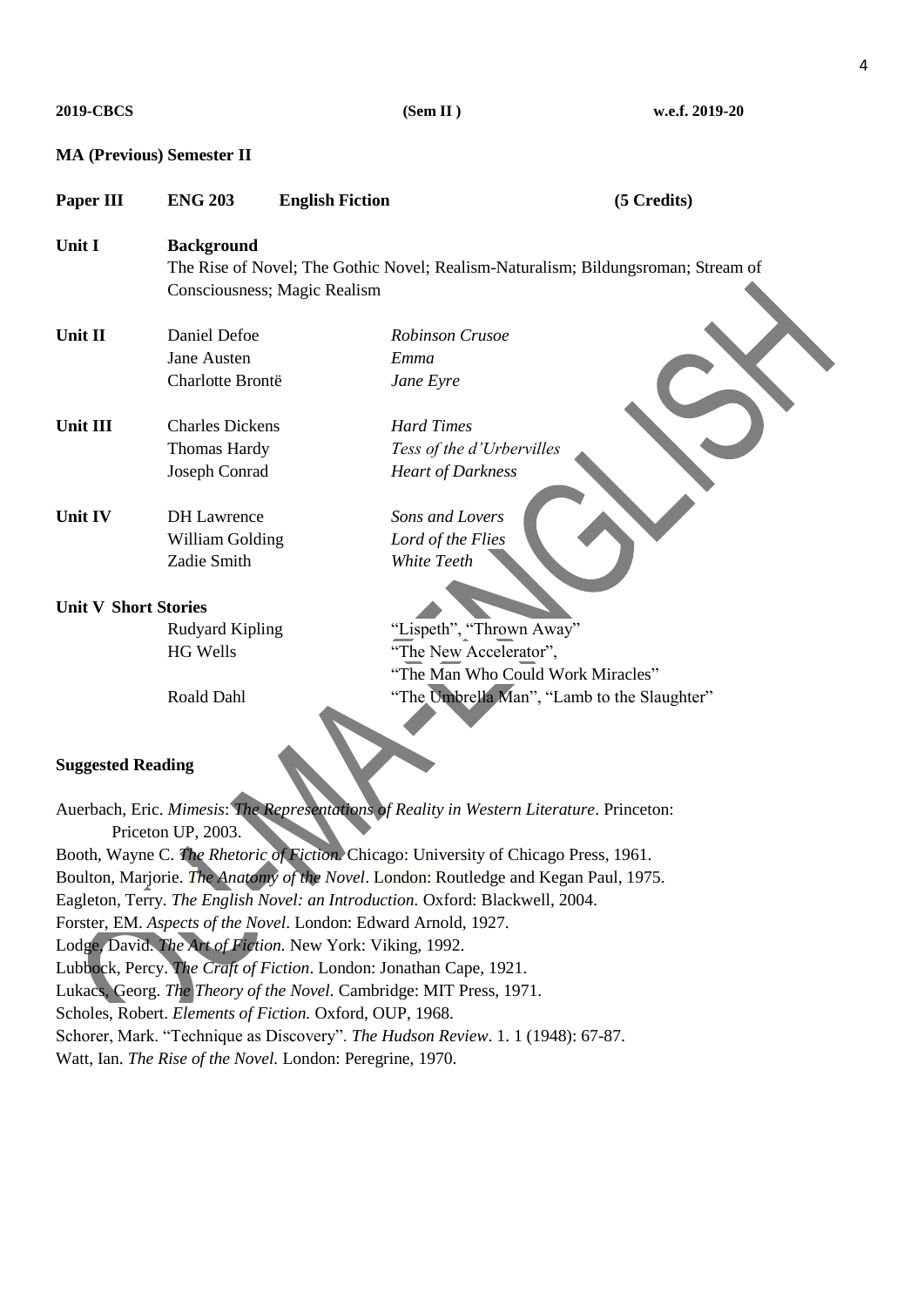**2019-CBCS** **(Sem II )** **w.e.f. 2019-20**

**MA (Previous) Semester II**

**Paper III** **ENG 203** **English Fiction** **(5 Credits)**

**Unit I** **Background**

The Rise of Novel; The Gothic Novel; Realism-Naturalism; Bildungsroman; Stream of Consciousness; Magic Realism

| | | |
|---|---|---|
| **Unit II** | Daniel Defoe | *Robinson Crusoe* |
| | Jane Austen | *Emma* |
| | Charlotte Brontë | *Jane Eyre* |
| **Unit III** | Charles Dickens | *Hard Times* |
| | Thomas Hardy | *Tess of the d'Urbervilles* |
| | Joseph Conrad | *Heart of Darkness* |
| **Unit IV** | DH Lawrence | *Sons and Lovers* |
| | William Golding | *Lord of the Flies* |
| | Zadie Smith | *White Teeth* |

**Unit V Short Stories**

| | |
|---|---|
| Rudyard Kipling | "Lispeth", "Thrown Away" |
| HG Wells | "The New Accelerator", "The Man Who Could Work Miracles" |
| Roald Dahl | "The Umbrella Man", "Lamb to the Slaughter" |

**Suggested Reading**

Auerbach, Eric. *Mimesis*: *The Representations of Reality in Western Literature*. Princeton: Priceton UP, 2003.

Booth, Wayne C. *The Rhetoric of Fiction.* Chicago: University of Chicago Press, 1961.

Boulton, Marjorie. *The Anatomy of the Novel*. London: Routledge and Kegan Paul, 1975.

Eagleton, Terry. *The English Novel: an Introduction.* Oxford: Blackwell, 2004.

Forster, EM. *Aspects of the Novel*. London: Edward Arnold, 1927.

Lodge, David. *The Art of Fiction.* New York: Viking, 1992.

Lubbock, Percy. *The Craft of Fiction*. London: Jonathan Cape, 1921.

Lukacs, Georg. *The Theory of the Novel.* Cambridge: MIT Press, 1971.

Scholes, Robert. *Elements of Fiction.* Oxford, OUP, 1968.

Schorer, Mark. "Technique as Discovery". *The Hudson Review*. 1. 1 (1948): 67-87.

Watt, Ian. *The Rise of the Novel.* London: Peregrine, 1970.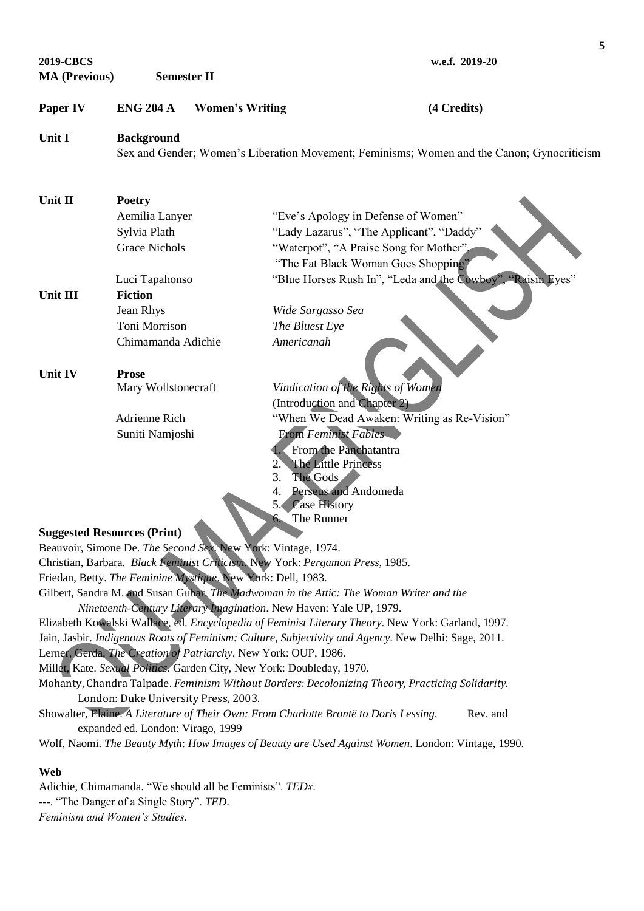**2019-CBCS** **w.e.f. 2019-20**

**MA (Previous)** **Semester II**

**Paper IV** **ENG 204 A** **Women's Writing** **(4 Credits)**

**Unit I** **Background**

Sex and Gender; Women's Liberation Movement; Feminisms; Women and the Canon; Gynocriticism

**Unit II** **Poetry**

| | |
|---|---|
| Aemilia Lanyer | "Eve's Apology in Defense of Women" |
| Sylvia Plath | "Lady Lazarus", "The Applicant", "Daddy" |
| Grace Nichols | "Waterpot", "A Praise Song for Mother", "The Fat Black Woman Goes Shopping" |
| Luci Tapahonso | "Blue Horses Rush In", "Leda and the Cowboy", "Raisin Eyes" |

**Unit III** **Fiction**

| | |
|---|---|
| Jean Rhys | *Wide Sargasso Sea* |
| Toni Morrison | *The Bluest Eye* |
| Chimamanda Adichie | *Americanah* |

**Unit IV** **Prose**

| | |
|---|---|
| Mary Wollstonecraft | *Vindication of the Rights of Women* (Introduction and Chapter 2) |
| Adrienne Rich | "When We Dead Awaken: Writing as Re-Vision" |
| Suniti Namjoshi | From *Feminist Fables* |

1. From the Panchatantra
2. The Little Princess
3. The Gods
4. Perseus and Andomeda
5. Case History
6. The Runner

**Suggested Resources (Print)**

Beauvoir, Simone De. *The Second Sex*. New York: Vintage, 1974.

Christian, Barbara. *Black Feminist Criticism*. New York: *Pergamon Press*, 1985.

Friedan, Betty. *The Feminine Mystique*. New York: Dell, 1983.

Gilbert, Sandra M. and Susan Gubar. *The Madwoman in the Attic: The Woman Writer and the Nineteenth-Century Literary Imagination*. New Haven: Yale UP, 1979.

Elizabeth Kowalski Wallace, ed. *Encyclopedia of Feminist Literary Theory*. New York: Garland, 1997.

Jain, Jasbir. *Indigenous Roots of Feminism: Culture, Subjectivity and Agency*. New Delhi: Sage, 2011.

Lerner, Gerda. *The Creation of Patriarchy*. New York: OUP, 1986.

Millet, Kate. *Sexual Politics*. Garden City, New York: Doubleday, 1970.

Mohanty, Chandra Talpade. *Feminism Without Borders: Decolonizing Theory, Practicing Solidarity*. London: Duke University Press, 2003.

Showalter, Elaine. *A Literature of Their Own: From Charlotte Brontë to Doris Lessing*. Rev. and expanded ed. London: Virago, 1999

Wolf, Naomi. *The Beauty Myth*: *How Images of Beauty are Used Against Women*. London: Vintage, 1990.

**Web**

Adichie, Chimamanda. "We should all be Feminists". *TEDx*.

---. "The Danger of a Single Story". *TED*.

*Feminism and Women's Studies*.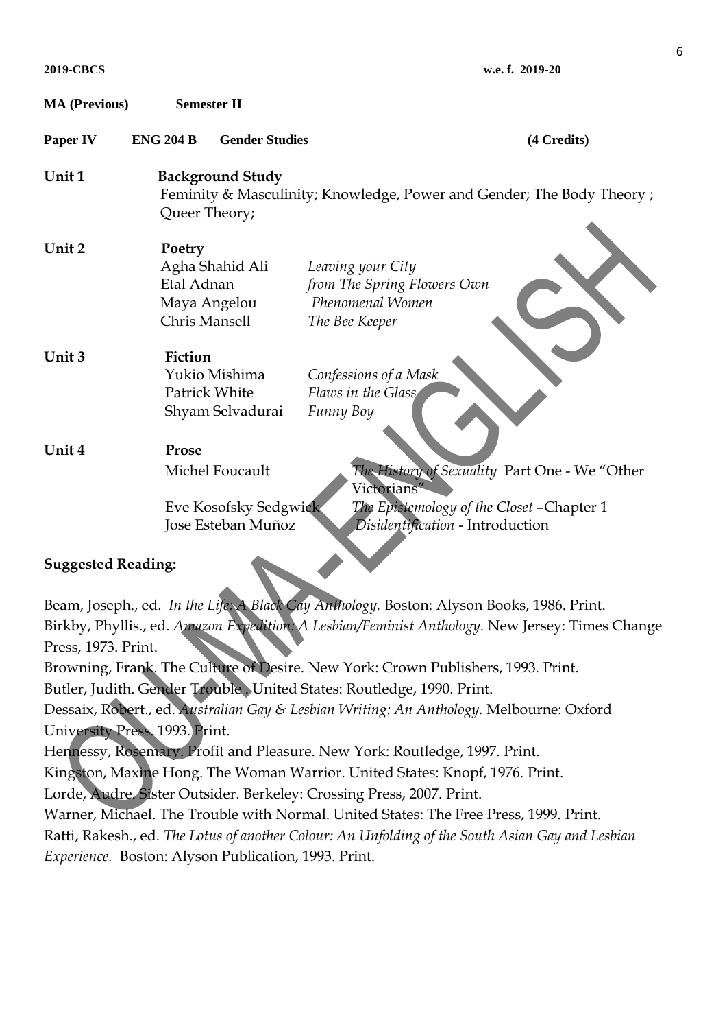**2019-CBCS** **w.e. f. 2019-20**

**MA (Previous)** **Semester II**

**Paper IV** **ENG 204 B** **Gender Studies** **(4 Credits)**

**Unit 1** **Background Study**

Feminity & Masculinity; Knowledge, Power and Gender; The Body Theory ; Queer Theory;

**Unit 2** **Poetry**

| | |
|---|---|
| Agha Shahid Ali | *Leaving your City* |
| Etal Adnan | *from The Spring Flowers Own* |
| Maya Angelou | *Phenomenal Women* |
| Chris Mansell | *The Bee Keeper* |

**Unit 3** **Fiction**

| | |
|---|---|
| Yukio Mishima | *Confessions of a Mask* |
| Patrick White | *Flaws in the Glass* |
| Shyam Selvadurai | *Funny Boy* |

**Unit 4** **Prose**

| | |
|---|---|
| Michel Foucault | *The History of Sexuality* Part One - We "Other Victorians" |
| Eve Kosofsky Sedgwick | *The Epistemology of the Closet* –Chapter 1 |
| Jose Esteban Muñoz | *Disidentification* - Introduction |

**Suggested Reading:**

Beam, Joseph., ed. *In the Life: A Black Gay Anthology.* Boston: Alyson Books, 1986. Print.
Birkby, Phyllis., ed. *Amazon Expedition: A Lesbian/Feminist Anthology.* New Jersey: Times Change Press, 1973. Print.
Browning, Frank. The Culture of Desire. New York: Crown Publishers, 1993. Print.
Butler, Judith. Gender Trouble . United States: Routledge, 1990. Print.
Dessaix, Robert., ed. *Australian Gay & Lesbian Writing: An Anthology.* Melbourne: Oxford University Press. 1993. Print.
Hennessy, Rosemary. Profit and Pleasure. New York: Routledge, 1997. Print.
Kingston, Maxine Hong. The Woman Warrior. United States: Knopf, 1976. Print.
Lorde, Audre. Sister Outsider. Berkeley: Crossing Press, 2007. Print.
Warner, Michael. The Trouble with Normal. United States: The Free Press, 1999. Print.
Ratti, Rakesh., ed. *The Lotus of another Colour: An Unfolding of the South Asian Gay and Lesbian Experience.* Boston: Alyson Publication, 1993. Print.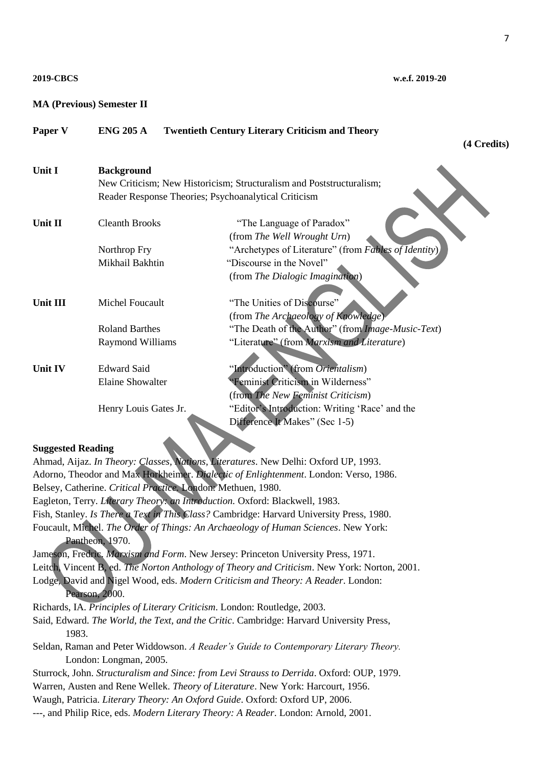**2019-CBCS** **w.e.f. 2019-20**

**MA (Previous) Semester II**

**Paper V** **ENG 205 A** **Twentieth Century Literary Criticism and Theory** **(4 Credits)**

| | | |
|---|---|---|
| **Unit I** | **Background**<br>New Criticism; New Historicism; Structuralism and Poststructuralism; Reader Response Theories; Psychoanalytical Criticism | |
| **Unit II** | Cleanth Brooks | "The Language of Paradox" (from *The Well Wrought Urn*) |
| | Northrop Fry | "Archetypes of Literature" (from *Fables of Identity*) |
| | Mikhail Bakhtin | "Discourse in the Novel" (from *The Dialogic Imagination*) |
| **Unit III** | Michel Foucault | "The Unities of Discourse" (from *The Archaeology of Knowledge*) |
| | Roland Barthes | "The Death of the Author" (from *Image-Music-Text*) |
| | Raymond Williams | "Literature" (from *Marxism and Literature*) |
| **Unit IV** | Edward Said | "Introduction" (from *Orientalism*) |
| | Elaine Showalter | "Feminist Criticism in Wilderness" (from *The New Feminist Criticism*) |
| | Henry Louis Gates Jr. | "Editor's Introduction: Writing 'Race' and the Difference It Makes" (Sec 1-5) |

**Suggested Reading**

Ahmad, Aijaz. *In Theory: Classes, Nations, Literatures*. New Delhi: Oxford UP, 1993.

Adorno, Theodor and Max Horkheimer. *Dialectic of Enlightenment*. London: Verso, 1986.

Belsey, Catherine. *Critical Practice*. London: Methuen, 1980.

Eagleton, Terry. *Literary Theory: an Introduction*. Oxford: Blackwell, 1983.

Fish, Stanley. *Is There a Text in This Class?* Cambridge: Harvard University Press, 1980.

Foucault, Michel. *The Order of Things: An Archaeology of Human Sciences*. New York: Pantheon, 1970.

Jameson, Fredric. *Marxism and Form*. New Jersey: Princeton University Press, 1971.

Leitch, Vincent B, ed. *The Norton Anthology of Theory and Criticism*. New York: Norton, 2001.

Lodge, David and Nigel Wood, eds. *Modern Criticism and Theory: A Reader*. London: Pearson, 2000.

Richards, IA. *Principles of Literary Criticism*. London: Routledge, 2003.

Said, Edward. *The World, the Text, and the Critic*. Cambridge: Harvard University Press, 1983.

Seldan, Raman and Peter Widdowson. *A Reader's Guide to Contemporary Literary Theory*. London: Longman, 2005.

Sturrock, John. *Structuralism and Since: from Levi Strauss to Derrida*. Oxford: OUP, 1979.

Warren, Austen and Rene Wellek. *Theory of Literature*. New York: Harcourt, 1956.

Waugh, Patricia. *Literary Theory: An Oxford Guide*. Oxford: Oxford UP, 2006.

---, and Philip Rice, eds. *Modern Literary Theory: A Reader*. London: Arnold, 2001.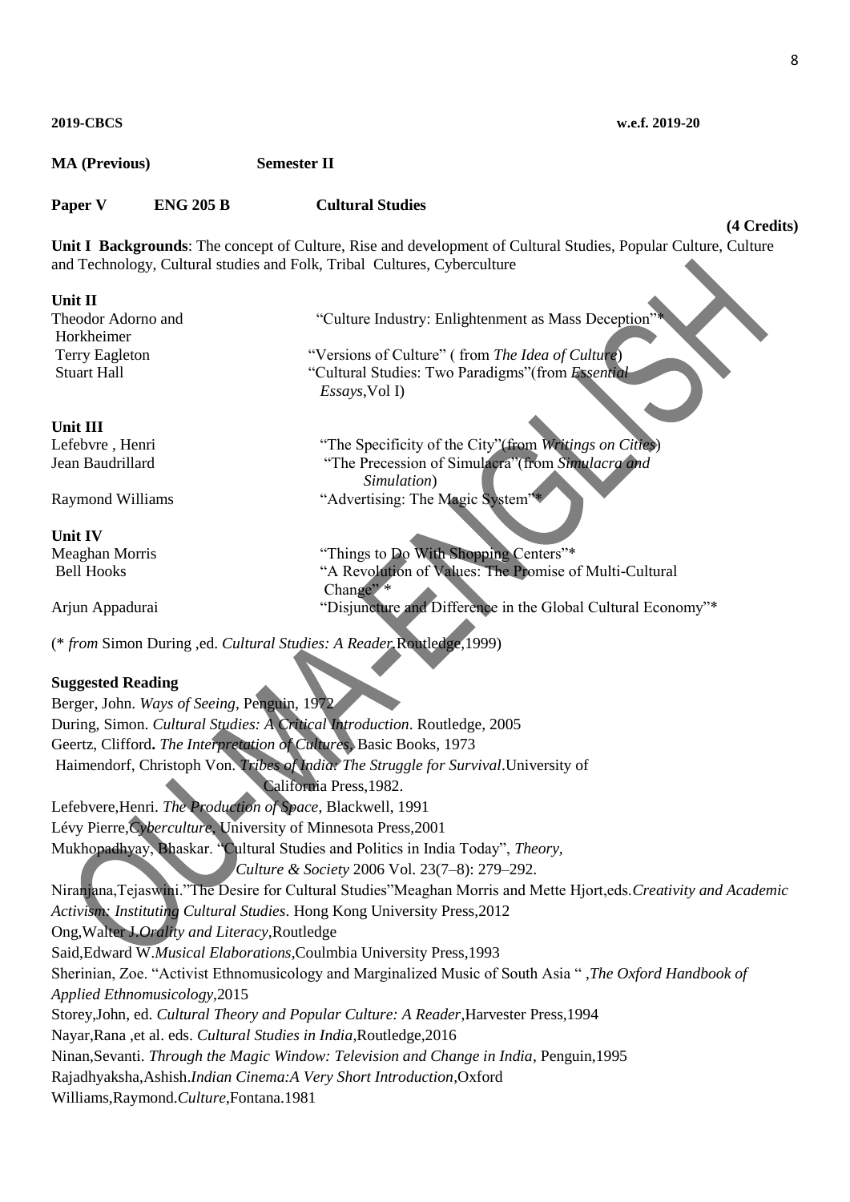**2019-CBCS** **w.e.f. 2019-20**

**MA (Previous)** **Semester II**

**Paper V** **ENG 205 B** **Cultural Studies**

**(4 Credits)**

**Unit I Backgrounds**: The concept of Culture, Rise and development of Cultural Studies, Popular Culture, Culture and Technology, Cultural studies and Folk, Tribal Cultures, Cyberculture

**Unit II**

| | |
|---|---|
| Theodor Adorno and Horkheimer | "Culture Industry: Enlightenment as Mass Deception"* |
| Terry Eagleton | "Versions of Culture" ( from *The Idea of Culture*) |
| Stuart Hall | "Cultural Studies: Two Paradigms"(from *Essential Essays*,Vol I) |

**Unit III**

| | |
|---|---|
| Lefebvre , Henri | "The Specificity of the City"(from *Writings on Cities*) |
| Jean Baudrillard | "The Precession of Simulacra"(from *Simulacra and Simulation*) |
| Raymond Williams | "Advertising: The Magic System"* |

**Unit IV**

| | |
|---|---|
| Meaghan Morris | "Things to Do With Shopping Centers"* |
| Bell Hooks | "A Revolution of Values: The Promise of Multi-Cultural Change" * |
| Arjun Appadurai | "Disjuncture and Difference in the Global Cultural Economy"* |

(* *from* Simon During ,ed. *Cultural Studies: A Reader*,Routledge,1999)

**Suggested Reading**

Berger, John. *Ways of Seeing*, Penguin, 1972
During, Simon. *Cultural Studies: A Critical Introduction*. Routledge, 2005
Geertz, Clifford**.** *The Interpretation of Cultures*, Basic Books, 1973
Haimendorf, Christoph Von. *Tribes of India: The Struggle for Survival*.University of California Press,1982.
Lefebvere,Henri. *The Production of Space*, Blackwell, 1991
Lévy Pierre,*Cyberculture*, University of Minnesota Press,2001
Mukhopadhyay, Bhaskar. "Cultural Studies and Politics in India Today", *Theory, Culture & Society* 2006 Vol. 23(7–8): 279–292.
Niranjana,Tejaswini."The Desire for Cultural Studies"Meaghan Morris and Mette Hjort,eds.*Creativity and Academic Activism: Instituting Cultural Studies*. Hong Kong University Press,2012
Ong,Walter J.*Orality and Literacy*,Routledge
Said,Edward W.*Musical Elaborations*,Coulmbia University Press,1993
Sherinian, Zoe. "Activist Ethnomusicology and Marginalized Music of South Asia " ,*The Oxford Handbook of Applied Ethnomusicology*,2015
Storey,John, ed. *Cultural Theory and Popular Culture: A Reader*,Harvester Press,1994
Nayar,Rana ,et al. eds. *Cultural Studies in India*,Routledge,2016
Ninan,Sevanti. *Through the Magic Window: Television and Change in India*, Penguin,1995
Rajadhyaksha,Ashish.*Indian Cinema:A Very Short Introduction*,Oxford
Williams,Raymond.*Culture*,Fontana.1981